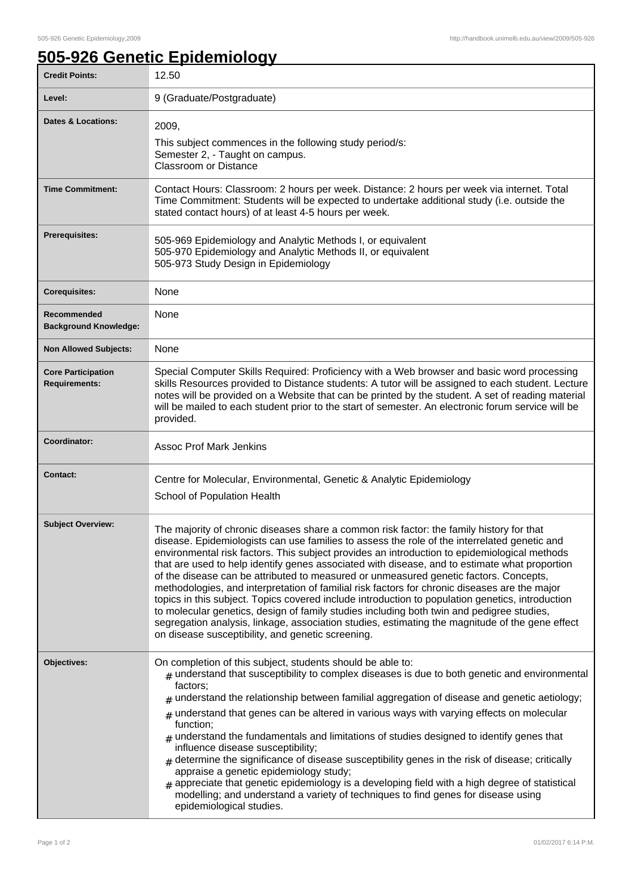# 505-926 Genetic Epidemiology

| | |
|---|---|
| **Credit Points:** | 12.50 |
| **Level:** | 9 (Graduate/Postgraduate) |
| **Dates & Locations:** | 2009,<br>This subject commences in the following study period/s:<br>Semester 2, - Taught on campus.<br>Classroom or Distance |
| **Time Commitment:** | Contact Hours: Classroom: 2 hours per week. Distance: 2 hours per week via internet. Total Time Commitment: Students will be expected to undertake additional study (i.e. outside the stated contact hours) of at least 4-5 hours per week. |
| **Prerequisites:** | 505-969 Epidemiology and Analytic Methods I, or equivalent<br>505-970 Epidemiology and Analytic Methods II, or equivalent<br>505-973 Study Design in Epidemiology |
| **Corequisites:** | None |
| **Recommended Background Knowledge:** | None |
| **Non Allowed Subjects:** | None |
| **Core Participation Requirements:** | Special Computer Skills Required: Proficiency with a Web browser and basic word processing skills Resources provided to Distance students: A tutor will be assigned to each student. Lecture notes will be provided on a Website that can be printed by the student. A set of reading material will be mailed to each student prior to the start of semester. An electronic forum service will be provided. |
| **Coordinator:** | Assoc Prof Mark Jenkins |
| **Contact:** | Centre for Molecular, Environmental, Genetic & Analytic Epidemiology<br>School of Population Health |
| **Subject Overview:** | The majority of chronic diseases share a common risk factor: the family history for that disease. Epidemiologists can use families to assess the role of the interrelated genetic and environmental risk factors. This subject provides an introduction to epidemiological methods that are used to help identify genes associated with disease, and to estimate what proportion of the disease can be attributed to measured or unmeasured genetic factors. Concepts, methodologies, and interpretation of familial risk factors for chronic diseases are the major topics in this subject. Topics covered include introduction to population genetics, introduction to molecular genetics, design of family studies including both twin and pedigree studies, segregation analysis, linkage, association studies, estimating the magnitude of the gene effect on disease susceptibility, and genetic screening. |
| **Objectives:** | On completion of this subject, students should be able to:<br># understand that susceptibility to complex diseases is due to both genetic and environmental factors;<br># understand the relationship between familial aggregation of disease and genetic aetiology;<br># understand that genes can be altered in various ways with varying effects on molecular function;<br># understand the fundamentals and limitations of studies designed to identify genes that influence disease susceptibility;<br># determine the significance of disease susceptibility genes in the risk of disease; critically appraise a genetic epidemiology study;<br># appreciate that genetic epidemiology is a developing field with a high degree of statistical modelling; and understand a variety of techniques to find genes for disease using epidemiological studies. |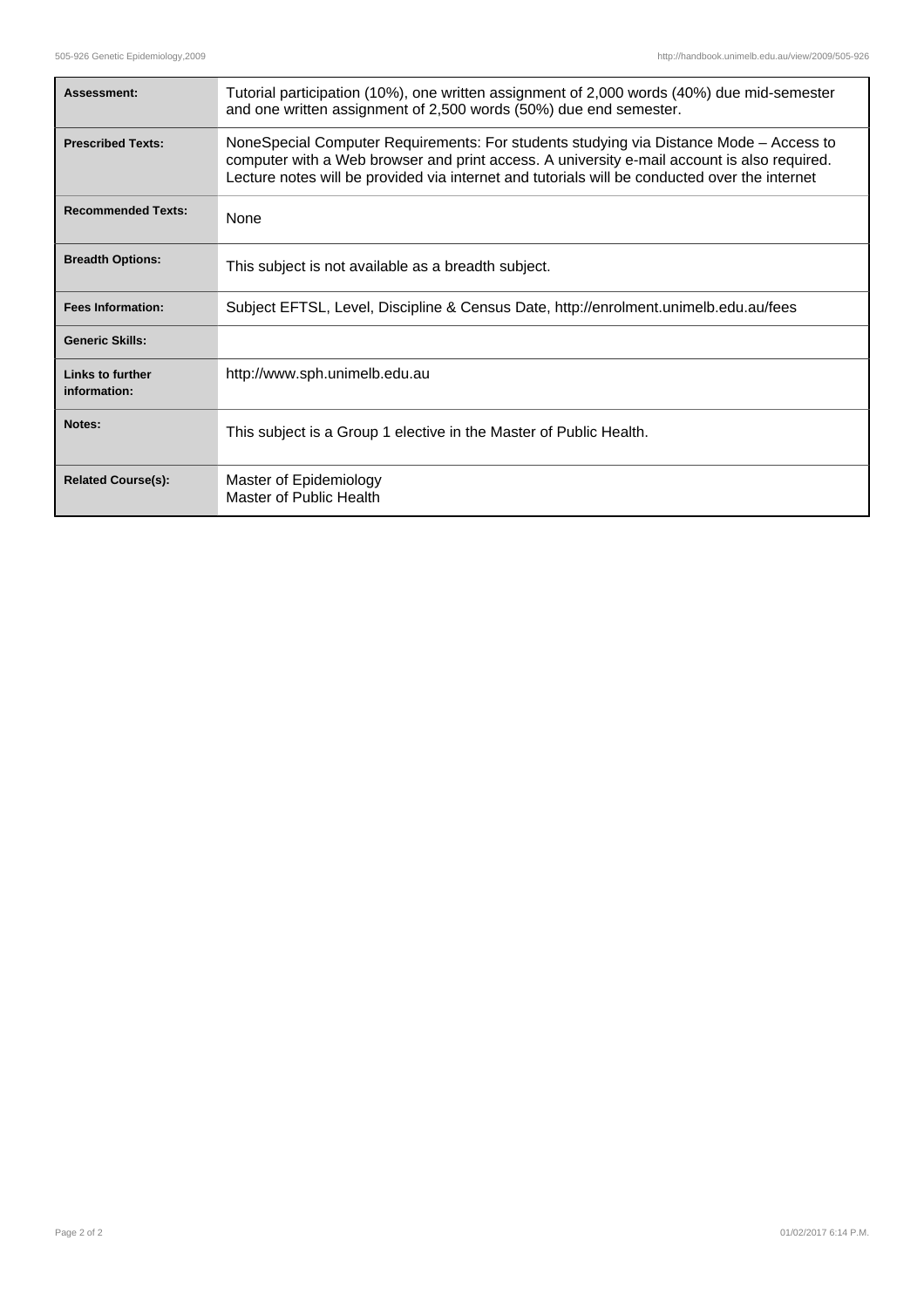| | |
|---|---|
| **Assessment:** | Tutorial participation (10%), one written assignment of 2,000 words (40%) due mid-semester and one written assignment of 2,500 words (50%) due end semester. |
| **Prescribed Texts:** | NoneSpecial Computer Requirements: For students studying via Distance Mode – Access to computer with a Web browser and print access. A university e-mail account is also required. Lecture notes will be provided via internet and tutorials will be conducted over the internet |
| **Recommended Texts:** | None |
| **Breadth Options:** | This subject is not available as a breadth subject. |
| **Fees Information:** | Subject EFTSL, Level, Discipline & Census Date, http://enrolment.unimelb.edu.au/fees |
| **Generic Skills:** | |
| **Links to further information:** | http://www.sph.unimelb.edu.au |
| **Notes:** | This subject is a Group 1 elective in the Master of Public Health. |
| **Related Course(s):** | Master of Epidemiology<br>Master of Public Health |